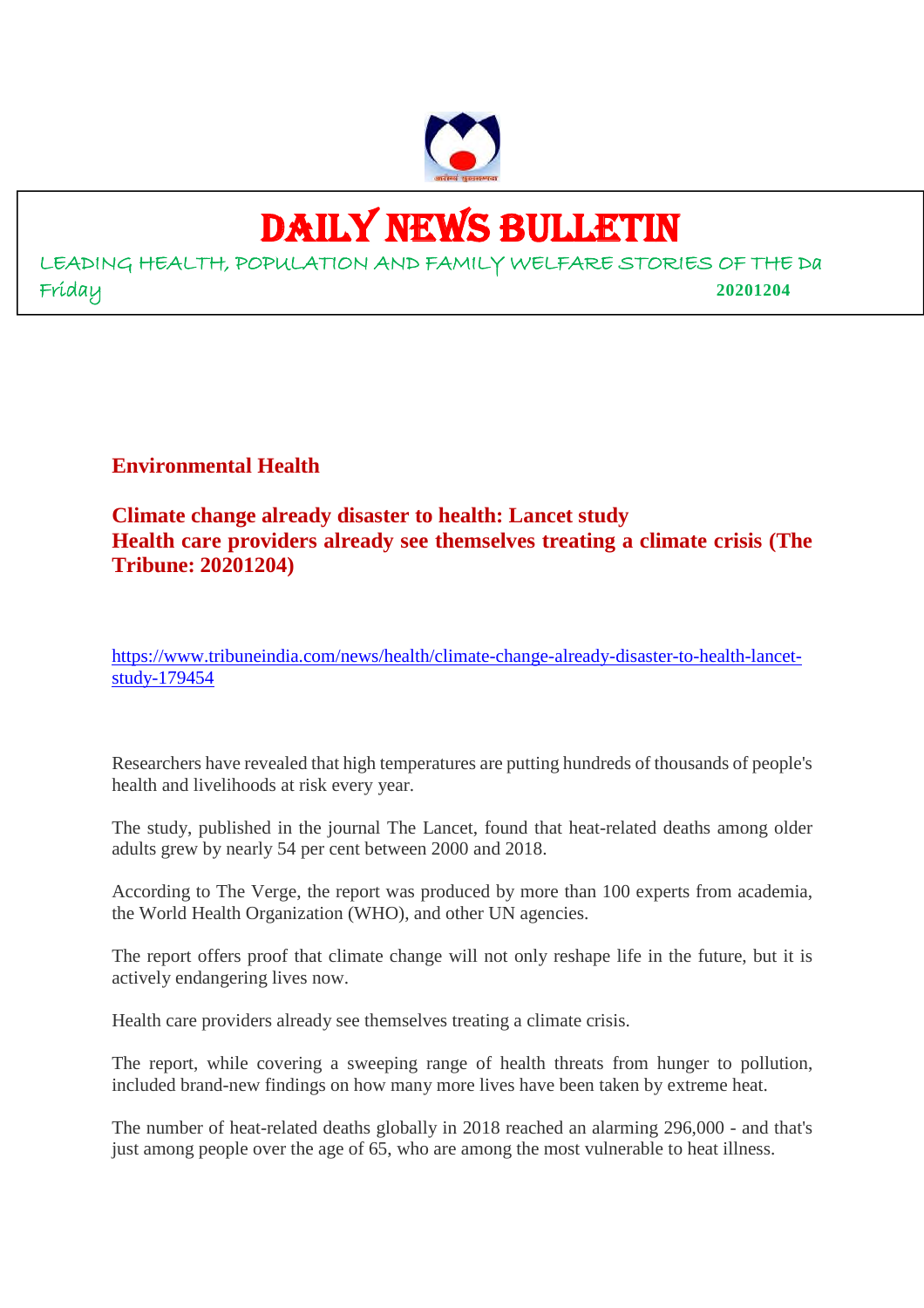# DAILY NEWS BULLETIN

LEADING HEALTH, POPULATION AND FAMILY WELFARE STORIES OF THE Da

Friday **20201204**

## Environmental Health

### Climate change already disaster to health: Lancet study
### Health care providers already see themselves treating a climate crisis (The Tribune: 20201204)

https://www.tribuneindia.com/news/health/climate-change-already-disaster-to-health-lancet-study-179454

Researchers have revealed that high temperatures are putting hundreds of thousands of people's health and livelihoods at risk every year.

The study, published in the journal The Lancet, found that heat-related deaths among older adults grew by nearly 54 per cent between 2000 and 2018.

According to The Verge, the report was produced by more than 100 experts from academia, the World Health Organization (WHO), and other UN agencies.

The report offers proof that climate change will not only reshape life in the future, but it is actively endangering lives now.

Health care providers already see themselves treating a climate crisis.

The report, while covering a sweeping range of health threats from hunger to pollution, included brand-new findings on how many more lives have been taken by extreme heat.

The number of heat-related deaths globally in 2018 reached an alarming 296,000 - and that's just among people over the age of 65, who are among the most vulnerable to heat illness.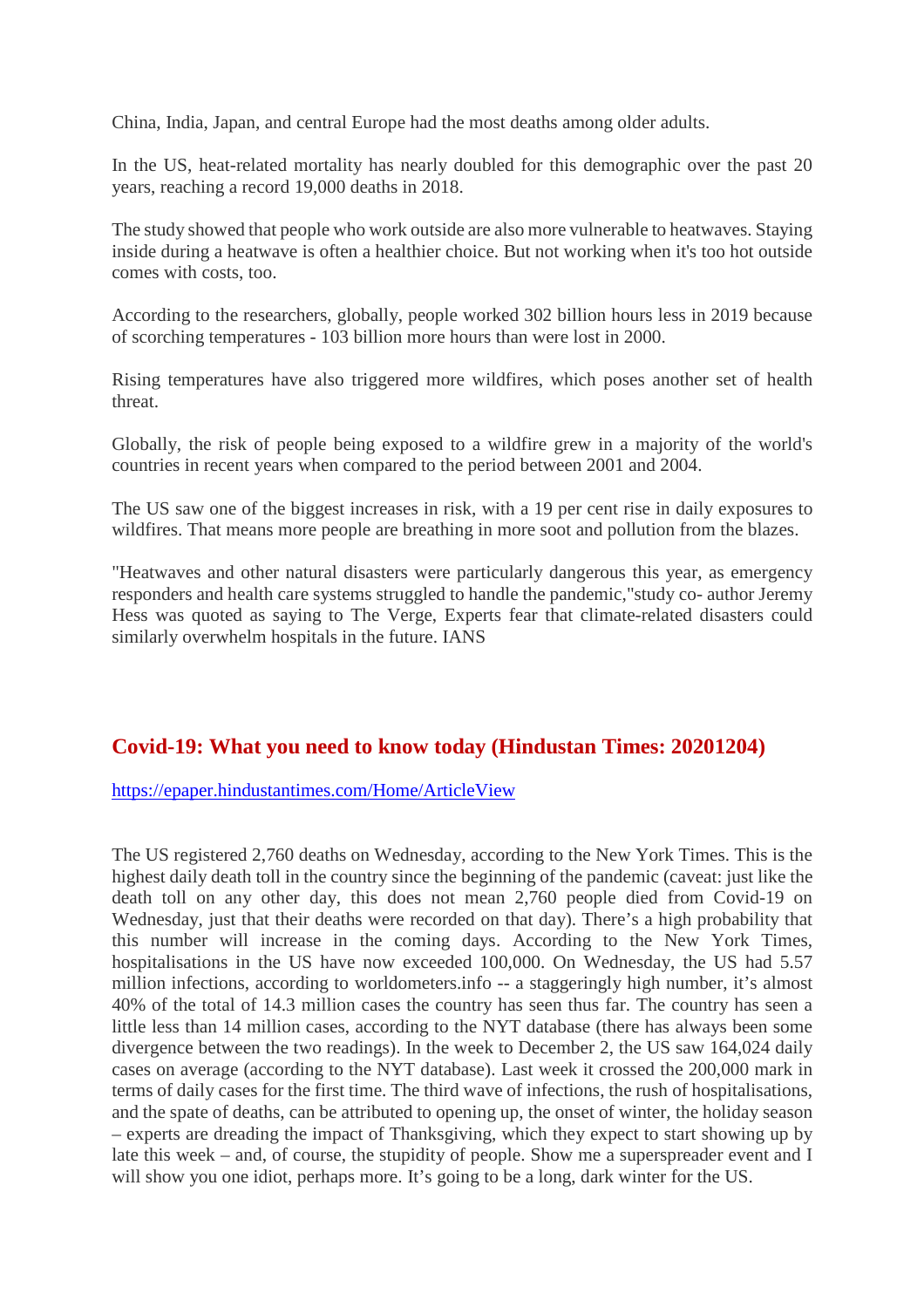China, India, Japan, and central Europe had the most deaths among older adults.

In the US, heat-related mortality has nearly doubled for this demographic over the past 20 years, reaching a record 19,000 deaths in 2018.

The study showed that people who work outside are also more vulnerable to heatwaves. Staying inside during a heatwave is often a healthier choice. But not working when it's too hot outside comes with costs, too.

According to the researchers, globally, people worked 302 billion hours less in 2019 because of scorching temperatures - 103 billion more hours than were lost in 2000.

Rising temperatures have also triggered more wildfires, which poses another set of health threat.

Globally, the risk of people being exposed to a wildfire grew in a majority of the world's countries in recent years when compared to the period between 2001 and 2004.

The US saw one of the biggest increases in risk, with a 19 per cent rise in daily exposures to wildfires. That means more people are breathing in more soot and pollution from the blazes.

"Heatwaves and other natural disasters were particularly dangerous this year, as emergency responders and health care systems struggled to handle the pandemic,"study co- author Jeremy Hess was quoted as saying to The Verge, Experts fear that climate-related disasters could similarly overwhelm hospitals in the future. IANS

## Covid-19: What you need to know today (Hindustan Times: 20201204)

https://epaper.hindustantimes.com/Home/ArticleView

The US registered 2,760 deaths on Wednesday, according to the New York Times. This is the highest daily death toll in the country since the beginning of the pandemic (caveat: just like the death toll on any other day, this does not mean 2,760 people died from Covid-19 on Wednesday, just that their deaths were recorded on that day). There's a high probability that this number will increase in the coming days. According to the New York Times, hospitalisations in the US have now exceeded 100,000. On Wednesday, the US had 5.57 million infections, according to worldometers.info -- a staggeringly high number, it's almost 40% of the total of 14.3 million cases the country has seen thus far. The country has seen a little less than 14 million cases, according to the NYT database (there has always been some divergence between the two readings). In the week to December 2, the US saw 164,024 daily cases on average (according to the NYT database). Last week it crossed the 200,000 mark in terms of daily cases for the first time. The third wave of infections, the rush of hospitalisations, and the spate of deaths, can be attributed to opening up, the onset of winter, the holiday season – experts are dreading the impact of Thanksgiving, which they expect to start showing up by late this week – and, of course, the stupidity of people. Show me a superspreader event and I will show you one idiot, perhaps more. It's going to be a long, dark winter for the US.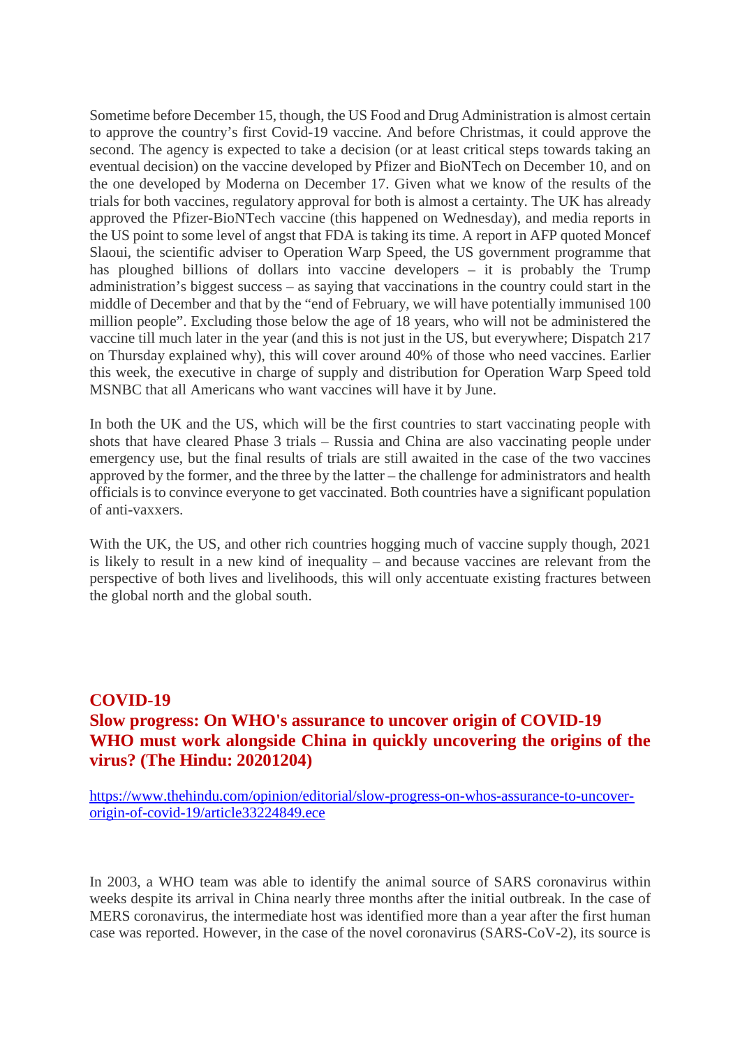Sometime before December 15, though, the US Food and Drug Administration is almost certain to approve the country's first Covid-19 vaccine. And before Christmas, it could approve the second. The agency is expected to take a decision (or at least critical steps towards taking an eventual decision) on the vaccine developed by Pfizer and BioNTech on December 10, and on the one developed by Moderna on December 17. Given what we know of the results of the trials for both vaccines, regulatory approval for both is almost a certainty. The UK has already approved the Pfizer-BioNTech vaccine (this happened on Wednesday), and media reports in the US point to some level of angst that FDA is taking its time. A report in AFP quoted Moncef Slaoui, the scientific adviser to Operation Warp Speed, the US government programme that has ploughed billions of dollars into vaccine developers – it is probably the Trump administration's biggest success – as saying that vaccinations in the country could start in the middle of December and that by the "end of February, we will have potentially immunised 100 million people". Excluding those below the age of 18 years, who will not be administered the vaccine till much later in the year (and this is not just in the US, but everywhere; Dispatch 217 on Thursday explained why), this will cover around 40% of those who need vaccines. Earlier this week, the executive in charge of supply and distribution for Operation Warp Speed told MSNBC that all Americans who want vaccines will have it by June.

In both the UK and the US, which will be the first countries to start vaccinating people with shots that have cleared Phase 3 trials – Russia and China are also vaccinating people under emergency use, but the final results of trials are still awaited in the case of the two vaccines approved by the former, and the three by the latter – the challenge for administrators and health officials is to convince everyone to get vaccinated. Both countries have a significant population of anti-vaxxers.

With the UK, the US, and other rich countries hogging much of vaccine supply though, 2021 is likely to result in a new kind of inequality – and because vaccines are relevant from the perspective of both lives and livelihoods, this will only accentuate existing fractures between the global north and the global south.

## COVID-19

## Slow progress: On WHO's assurance to uncover origin of COVID-19
## WHO must work alongside China in quickly uncovering the origins of the virus? (The Hindu: 20201204)

https://www.thehindu.com/opinion/editorial/slow-progress-on-whos-assurance-to-uncover-origin-of-covid-19/article33224849.ece

In 2003, a WHO team was able to identify the animal source of SARS coronavirus within weeks despite its arrival in China nearly three months after the initial outbreak. In the case of MERS coronavirus, the intermediate host was identified more than a year after the first human case was reported. However, in the case of the novel coronavirus (SARS-CoV-2), its source is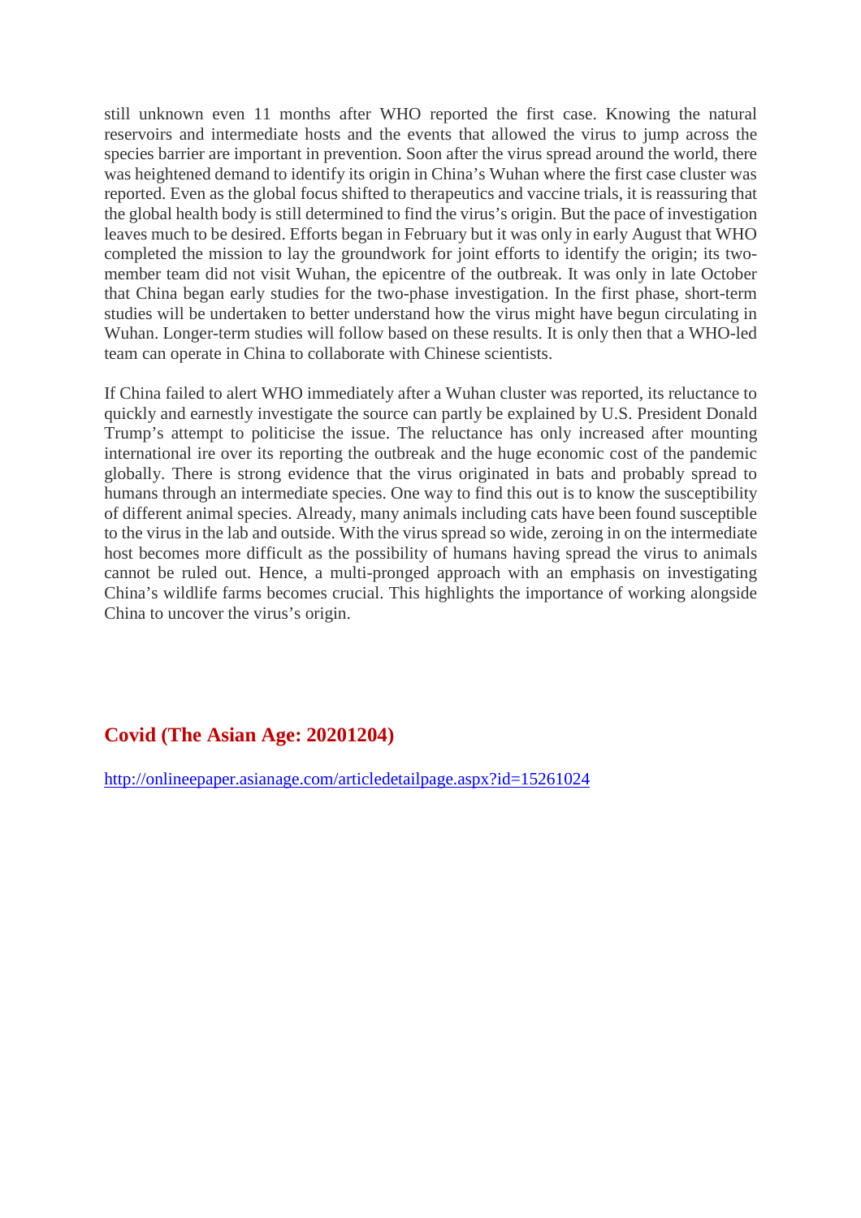still unknown even 11 months after WHO reported the first case. Knowing the natural reservoirs and intermediate hosts and the events that allowed the virus to jump across the species barrier are important in prevention. Soon after the virus spread around the world, there was heightened demand to identify its origin in China's Wuhan where the first case cluster was reported. Even as the global focus shifted to therapeutics and vaccine trials, it is reassuring that the global health body is still determined to find the virus's origin. But the pace of investigation leaves much to be desired. Efforts began in February but it was only in early August that WHO completed the mission to lay the groundwork for joint efforts to identify the origin; its two-member team did not visit Wuhan, the epicentre of the outbreak. It was only in late October that China began early studies for the two-phase investigation. In the first phase, short-term studies will be undertaken to better understand how the virus might have begun circulating in Wuhan. Longer-term studies will follow based on these results. It is only then that a WHO-led team can operate in China to collaborate with Chinese scientists.

If China failed to alert WHO immediately after a Wuhan cluster was reported, its reluctance to quickly and earnestly investigate the source can partly be explained by U.S. President Donald Trump's attempt to politicise the issue. The reluctance has only increased after mounting international ire over its reporting the outbreak and the huge economic cost of the pandemic globally. There is strong evidence that the virus originated in bats and probably spread to humans through an intermediate species. One way to find this out is to know the susceptibility of different animal species. Already, many animals including cats have been found susceptible to the virus in the lab and outside. With the virus spread so wide, zeroing in on the intermediate host becomes more difficult as the possibility of humans having spread the virus to animals cannot be ruled out. Hence, a multi-pronged approach with an emphasis on investigating China's wildlife farms becomes crucial. This highlights the importance of working alongside China to uncover the virus's origin.

## Covid (The Asian Age: 20201204)

http://onlineepaper.asianage.com/articledetailpage.aspx?id=15261024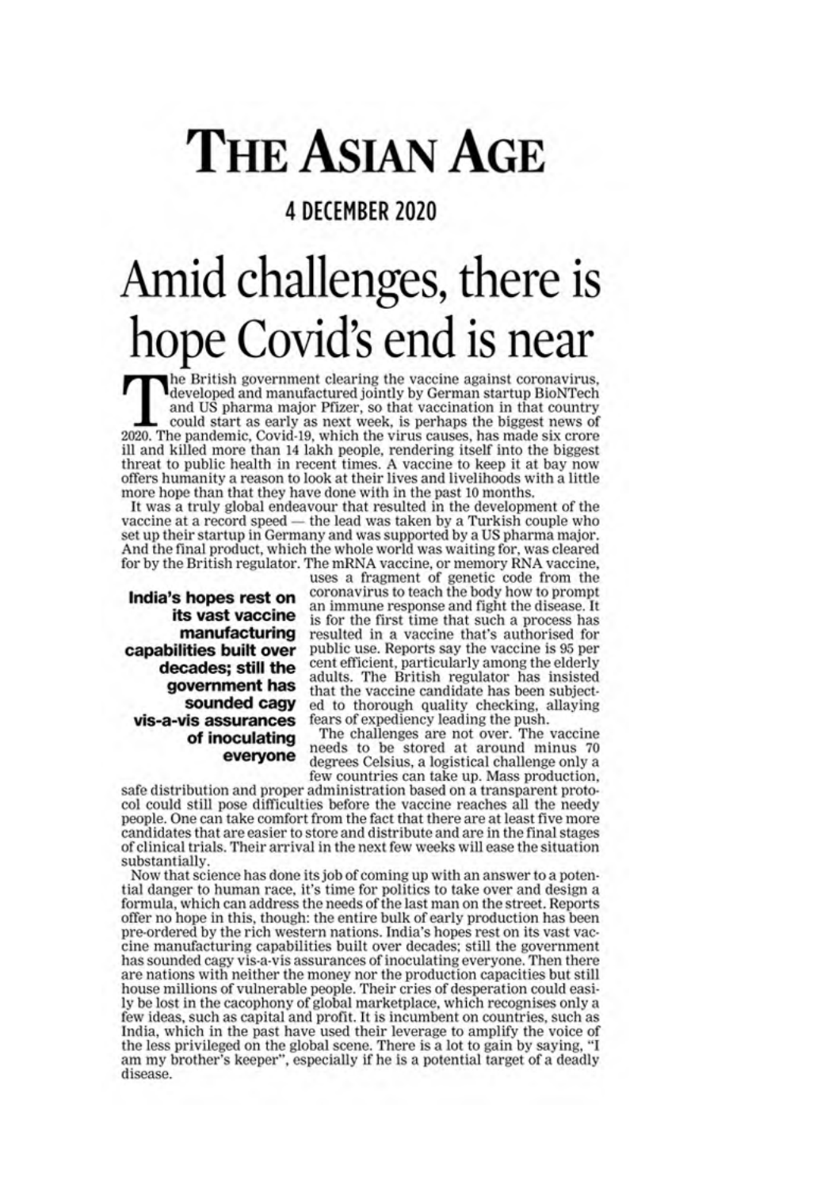# THE ASIAN AGE

**4 DECEMBER 2020**

# Amid challenges, there is hope Covid's end is near

The British government clearing the vaccine against coronavirus, developed and manufactured jointly by German startup BioNTech and US pharma major Pfizer, so that vaccination in that country could start as early as next week, is perhaps the biggest news of 2020. The pandemic, Covid-19, which the virus causes, has made six crore ill and killed more than 14 lakh people, rendering itself into the biggest threat to public health in recent times. A vaccine to keep it at bay now offers humanity a reason to look at their lives and livelihoods with a little more hope than that they have done with in the past 10 months.

It was a truly global endeavour that resulted in the development of the vaccine at a record speed — the lead was taken by a Turkish couple who set up their startup in Germany and was supported by a US pharma major. And the final product, which the whole world was waiting for, was cleared for by the British regulator. The mRNA vaccine, or memory RNA vaccine, uses a fragment of genetic code from the coronavirus to teach the body how to prompt an immune response and fight the disease. It is for the first time that such a process has resulted in a vaccine that's authorised for public use. Reports say the vaccine is 95 per cent efficient, particularly among the elderly adults. The British regulator has insisted that the vaccine candidate has been subjected to thorough quality checking, allaying fears of expediency leading the push.

**India's hopes rest on its vast vaccine manufacturing capabilities built over decades; still the government has sounded cagy vis-a-vis assurances of inoculating everyone**

The challenges are not over. The vaccine needs to be stored at around minus 70 degrees Celsius, a logistical challenge only a few countries can take up. Mass production, safe distribution and proper administration based on a transparent protocol could still pose difficulties before the vaccine reaches all the needy people. One can take comfort from the fact that there are at least five more candidates that are easier to store and distribute and are in the final stages of clinical trials. Their arrival in the next few weeks will ease the situation substantially.

Now that science has done its job of coming up with an answer to a potential danger to human race, it's time for politics to take over and design a formula, which can address the needs of the last man on the street. Reports offer no hope in this, though: the entire bulk of early production has been pre-ordered by the rich western nations. India's hopes rest on its vast vaccine manufacturing capabilities built over decades; still the government has sounded cagy vis-a-vis assurances of inoculating everyone. Then there are nations with neither the money nor the production capacities but still house millions of vulnerable people. Their cries of desperation could easily be lost in the cacophony of global marketplace, which recognises only a few ideas, such as capital and profit. It is incumbent on countries, such as India, which in the past have used their leverage to amplify the voice of the less privileged on the global scene. There is a lot to gain by saying, "I am my brother's keeper", especially if he is a potential target of a deadly disease.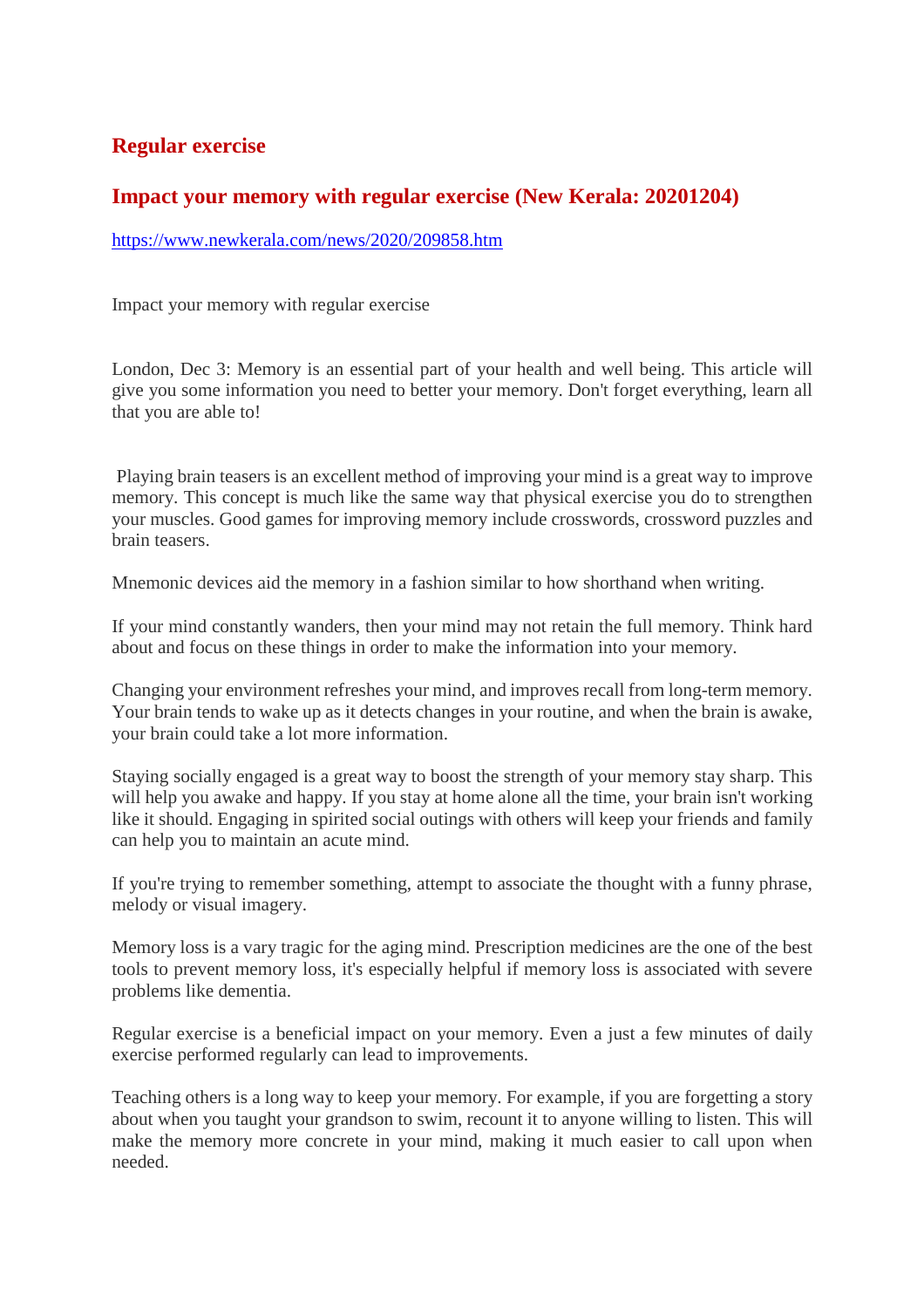## Regular exercise

## Impact your memory with regular exercise (New Kerala: 20201204)

https://www.newkerala.com/news/2020/209858.htm

Impact your memory with regular exercise

London, Dec 3: Memory is an essential part of your health and well being. This article will give you some information you need to better your memory. Don't forget everything, learn all that you are able to!

Playing brain teasers is an excellent method of improving your mind is a great way to improve memory. This concept is much like the same way that physical exercise you do to strengthen your muscles. Good games for improving memory include crosswords, crossword puzzles and brain teasers.

Mnemonic devices aid the memory in a fashion similar to how shorthand when writing.

If your mind constantly wanders, then your mind may not retain the full memory. Think hard about and focus on these things in order to make the information into your memory.

Changing your environment refreshes your mind, and improves recall from long-term memory. Your brain tends to wake up as it detects changes in your routine, and when the brain is awake, your brain could take a lot more information.

Staying socially engaged is a great way to boost the strength of your memory stay sharp. This will help you awake and happy. If you stay at home alone all the time, your brain isn't working like it should. Engaging in spirited social outings with others will keep your friends and family can help you to maintain an acute mind.

If you're trying to remember something, attempt to associate the thought with a funny phrase, melody or visual imagery.

Memory loss is a vary tragic for the aging mind. Prescription medicines are the one of the best tools to prevent memory loss, it's especially helpful if memory loss is associated with severe problems like dementia.

Regular exercise is a beneficial impact on your memory. Even a just a few minutes of daily exercise performed regularly can lead to improvements.

Teaching others is a long way to keep your memory. For example, if you are forgetting a story about when you taught your grandson to swim, recount it to anyone willing to listen. This will make the memory more concrete in your mind, making it much easier to call upon when needed.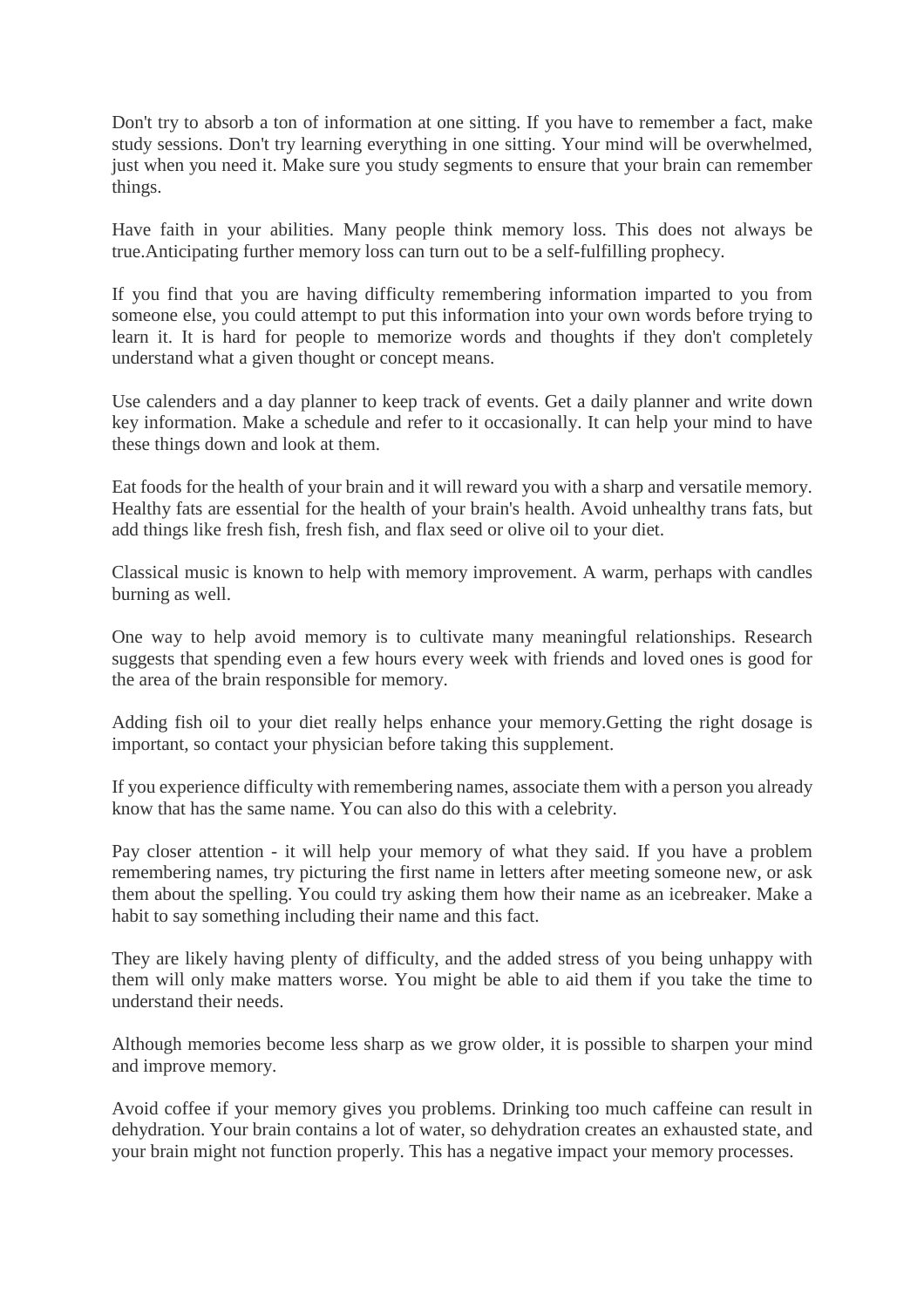Don't try to absorb a ton of information at one sitting. If you have to remember a fact, make study sessions. Don't try learning everything in one sitting. Your mind will be overwhelmed, just when you need it. Make sure you study segments to ensure that your brain can remember things.

Have faith in your abilities. Many people think memory loss. This does not always be true.Anticipating further memory loss can turn out to be a self-fulfilling prophecy.

If you find that you are having difficulty remembering information imparted to you from someone else, you could attempt to put this information into your own words before trying to learn it. It is hard for people to memorize words and thoughts if they don't completely understand what a given thought or concept means.

Use calenders and a day planner to keep track of events. Get a daily planner and write down key information. Make a schedule and refer to it occasionally. It can help your mind to have these things down and look at them.

Eat foods for the health of your brain and it will reward you with a sharp and versatile memory. Healthy fats are essential for the health of your brain's health. Avoid unhealthy trans fats, but add things like fresh fish, fresh fish, and flax seed or olive oil to your diet.

Classical music is known to help with memory improvement. A warm, perhaps with candles burning as well.

One way to help avoid memory is to cultivate many meaningful relationships. Research suggests that spending even a few hours every week with friends and loved ones is good for the area of the brain responsible for memory.

Adding fish oil to your diet really helps enhance your memory.Getting the right dosage is important, so contact your physician before taking this supplement.

If you experience difficulty with remembering names, associate them with a person you already know that has the same name. You can also do this with a celebrity.

Pay closer attention - it will help your memory of what they said. If you have a problem remembering names, try picturing the first name in letters after meeting someone new, or ask them about the spelling. You could try asking them how their name as an icebreaker. Make a habit to say something including their name and this fact.

They are likely having plenty of difficulty, and the added stress of you being unhappy with them will only make matters worse. You might be able to aid them if you take the time to understand their needs.

Although memories become less sharp as we grow older, it is possible to sharpen your mind and improve memory.

Avoid coffee if your memory gives you problems. Drinking too much caffeine can result in dehydration. Your brain contains a lot of water, so dehydration creates an exhausted state, and your brain might not function properly. This has a negative impact your memory processes.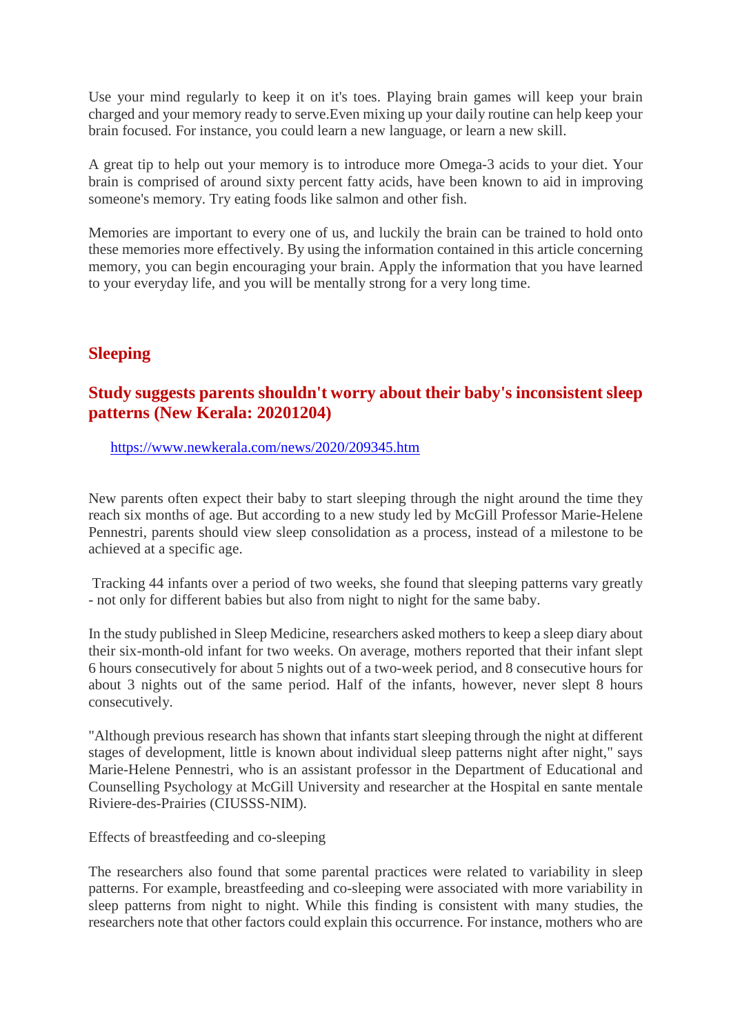Use your mind regularly to keep it on it's toes. Playing brain games will keep your brain charged and your memory ready to serve.Even mixing up your daily routine can help keep your brain focused. For instance, you could learn a new language, or learn a new skill.

A great tip to help out your memory is to introduce more Omega-3 acids to your diet. Your brain is comprised of around sixty percent fatty acids, have been known to aid in improving someone's memory. Try eating foods like salmon and other fish.

Memories are important to every one of us, and luckily the brain can be trained to hold onto these memories more effectively. By using the information contained in this article concerning memory, you can begin encouraging your brain. Apply the information that you have learned to your everyday life, and you will be mentally strong for a very long time.

## Sleeping

### Study suggests parents shouldn't worry about their baby's inconsistent sleep patterns (New Kerala: 20201204)

https://www.newkerala.com/news/2020/209345.htm

New parents often expect their baby to start sleeping through the night around the time they reach six months of age. But according to a new study led by McGill Professor Marie-Helene Pennestri, parents should view sleep consolidation as a process, instead of a milestone to be achieved at a specific age.

Tracking 44 infants over a period of two weeks, she found that sleeping patterns vary greatly - not only for different babies but also from night to night for the same baby.

In the study published in Sleep Medicine, researchers asked mothers to keep a sleep diary about their six-month-old infant for two weeks. On average, mothers reported that their infant slept 6 hours consecutively for about 5 nights out of a two-week period, and 8 consecutive hours for about 3 nights out of the same period. Half of the infants, however, never slept 8 hours consecutively.

"Although previous research has shown that infants start sleeping through the night at different stages of development, little is known about individual sleep patterns night after night," says Marie-Helene Pennestri, who is an assistant professor in the Department of Educational and Counselling Psychology at McGill University and researcher at the Hospital en sante mentale Riviere-des-Prairies (CIUSSS-NIM).

Effects of breastfeeding and co-sleeping

The researchers also found that some parental practices were related to variability in sleep patterns. For example, breastfeeding and co-sleeping were associated with more variability in sleep patterns from night to night. While this finding is consistent with many studies, the researchers note that other factors could explain this occurrence. For instance, mothers who are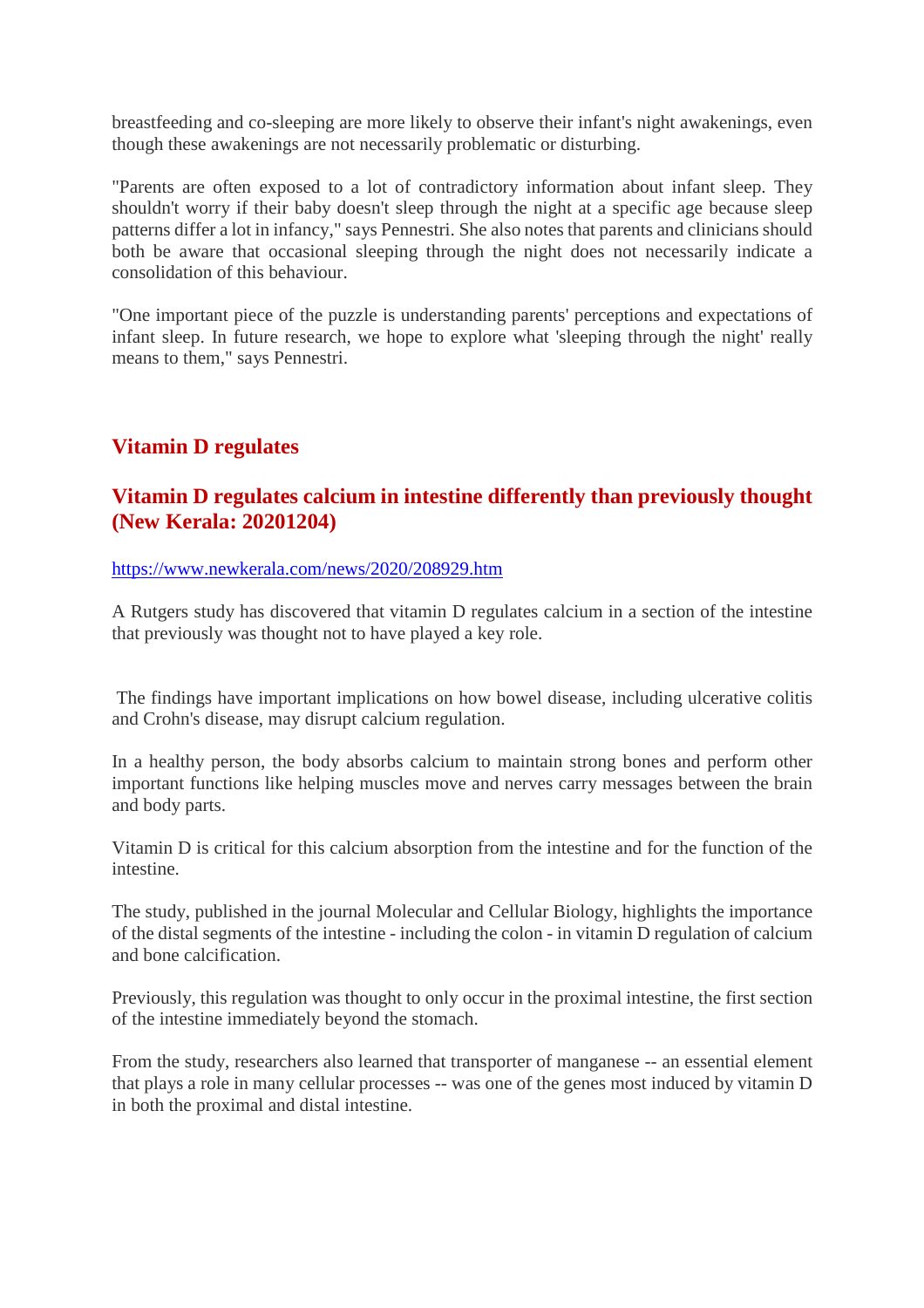breastfeeding and co-sleeping are more likely to observe their infant's night awakenings, even though these awakenings are not necessarily problematic or disturbing.

"Parents are often exposed to a lot of contradictory information about infant sleep. They shouldn't worry if their baby doesn't sleep through the night at a specific age because sleep patterns differ a lot in infancy," says Pennestri. She also notes that parents and clinicians should both be aware that occasional sleeping through the night does not necessarily indicate a consolidation of this behaviour.

"One important piece of the puzzle is understanding parents' perceptions and expectations of infant sleep. In future research, we hope to explore what 'sleeping through the night' really means to them," says Pennestri.

## Vitamin D regulates

### Vitamin D regulates calcium in intestine differently than previously thought (New Kerala: 20201204)

https://www.newkerala.com/news/2020/208929.htm

A Rutgers study has discovered that vitamin D regulates calcium in a section of the intestine that previously was thought not to have played a key role.

The findings have important implications on how bowel disease, including ulcerative colitis and Crohn's disease, may disrupt calcium regulation.

In a healthy person, the body absorbs calcium to maintain strong bones and perform other important functions like helping muscles move and nerves carry messages between the brain and body parts.

Vitamin D is critical for this calcium absorption from the intestine and for the function of the intestine.

The study, published in the journal Molecular and Cellular Biology, highlights the importance of the distal segments of the intestine - including the colon - in vitamin D regulation of calcium and bone calcification.

Previously, this regulation was thought to only occur in the proximal intestine, the first section of the intestine immediately beyond the stomach.

From the study, researchers also learned that transporter of manganese -- an essential element that plays a role in many cellular processes -- was one of the genes most induced by vitamin D in both the proximal and distal intestine.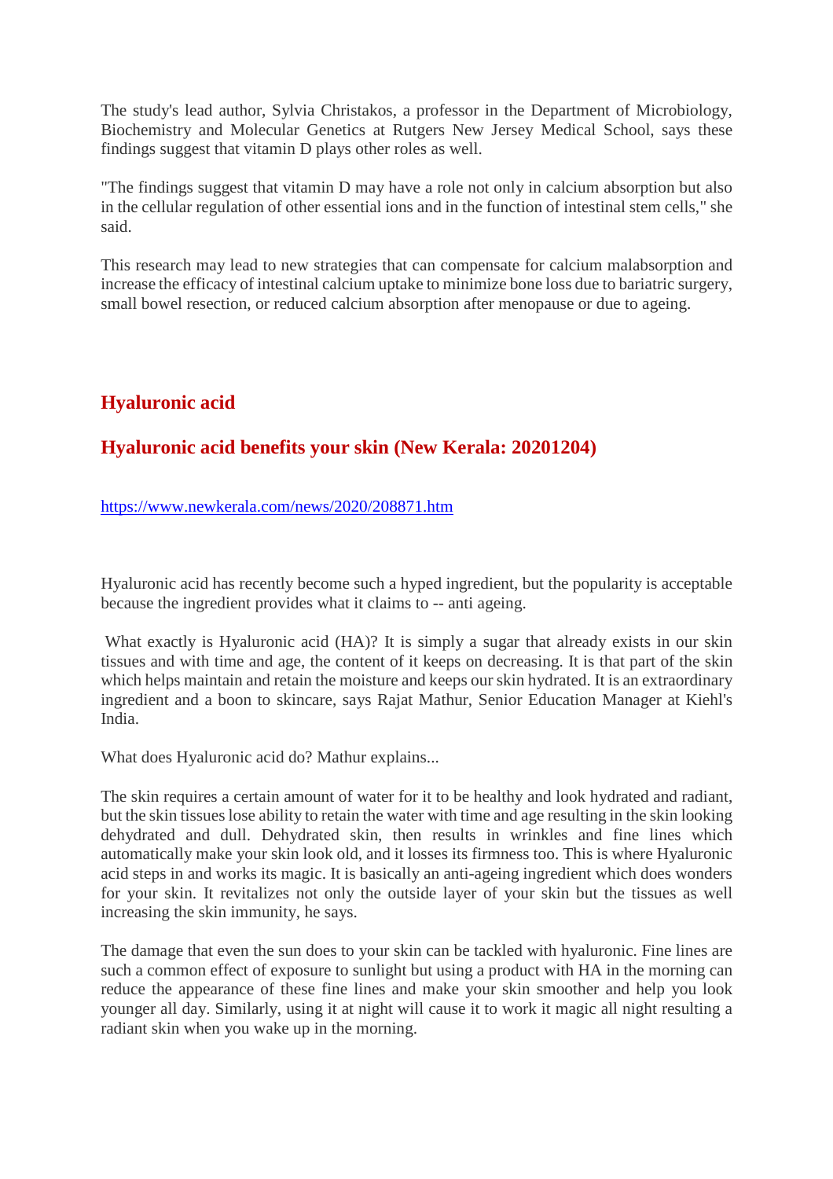The study's lead author, Sylvia Christakos, a professor in the Department of Microbiology, Biochemistry and Molecular Genetics at Rutgers New Jersey Medical School, says these findings suggest that vitamin D plays other roles as well.

"The findings suggest that vitamin D may have a role not only in calcium absorption but also in the cellular regulation of other essential ions and in the function of intestinal stem cells," she said.

This research may lead to new strategies that can compensate for calcium malabsorption and increase the efficacy of intestinal calcium uptake to minimize bone loss due to bariatric surgery, small bowel resection, or reduced calcium absorption after menopause or due to ageing.

## Hyaluronic acid

## Hyaluronic acid benefits your skin (New Kerala: 20201204)

https://www.newkerala.com/news/2020/208871.htm

Hyaluronic acid has recently become such a hyped ingredient, but the popularity is acceptable because the ingredient provides what it claims to -- anti ageing.

What exactly is Hyaluronic acid (HA)? It is simply a sugar that already exists in our skin tissues and with time and age, the content of it keeps on decreasing. It is that part of the skin which helps maintain and retain the moisture and keeps our skin hydrated. It is an extraordinary ingredient and a boon to skincare, says Rajat Mathur, Senior Education Manager at Kiehl's India.

What does Hyaluronic acid do? Mathur explains...

The skin requires a certain amount of water for it to be healthy and look hydrated and radiant, but the skin tissues lose ability to retain the water with time and age resulting in the skin looking dehydrated and dull. Dehydrated skin, then results in wrinkles and fine lines which automatically make your skin look old, and it losses its firmness too. This is where Hyaluronic acid steps in and works its magic. It is basically an anti-ageing ingredient which does wonders for your skin. It revitalizes not only the outside layer of your skin but the tissues as well increasing the skin immunity, he says.

The damage that even the sun does to your skin can be tackled with hyaluronic. Fine lines are such a common effect of exposure to sunlight but using a product with HA in the morning can reduce the appearance of these fine lines and make your skin smoother and help you look younger all day. Similarly, using it at night will cause it to work it magic all night resulting a radiant skin when you wake up in the morning.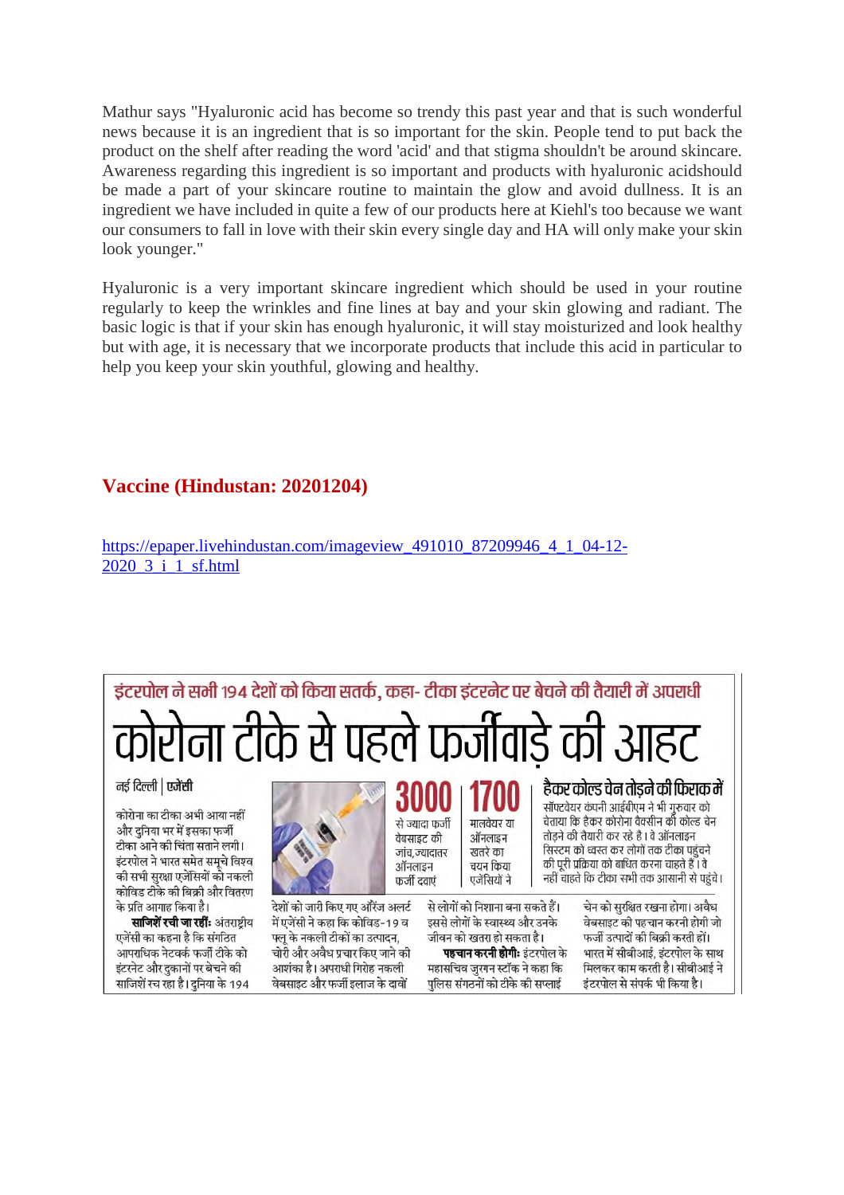Mathur says "Hyaluronic acid has become so trendy this past year and that is such wonderful news because it is an ingredient that is so important for the skin. People tend to put back the product on the shelf after reading the word 'acid' and that stigma shouldn't be around skincare. Awareness regarding this ingredient is so important and products with hyaluronic acidshould be made a part of your skincare routine to maintain the glow and avoid dullness. It is an ingredient we have included in quite a few of our products here at Kiehl's too because we want our consumers to fall in love with their skin every single day and HA will only make your skin look younger."

Hyaluronic is a very important skincare ingredient which should be used in your routine regularly to keep the wrinkles and fine lines at bay and your skin glowing and radiant. The basic logic is that if your skin has enough hyaluronic, it will stay moisturized and look healthy but with age, it is necessary that we incorporate products that include this acid in particular to help you keep your skin youthful, glowing and healthy.

## Vaccine (Hindustan: 20201204)

https://epaper.livehindustan.com/imageview_491010_87209946_4_1_04-12-2020_3_i_1_sf.html

### इंटरपोल ने सभी 194 देशों को किया सतर्क, कहा- टीका इंटरनेट पर बेचने की तैयारी में अपराधी

# कोरोना टीके से पहले फर्जीवाड़े की आहट

नई दिल्ली | एजेंसी

कोरोना का टीका अभी आया नहीं और दुनिया भर में इसका फर्जी टीका आने की चिंता सताने लगी। इंटरपोल ने भारत समेत समूचे विश्व की सभी सुरक्षा एजेंसियों को नकली कोविड टीके की बिक्री और वितरण के प्रति आगाह किया है।

**साजिशें रची जा रहीं:** अंतराष्ट्रीय एजेंसी का कहना है कि संगठित आपराधिक नेटवर्क फर्जी टीके को इंटरनेट और दुकानों पर बेचने की साजिशें रच रहा है। दुनिया के 194 देशों को जारी किए गए ऑरेंज अलर्ट में एजेंसी ने कहा कि कोविड-19 व फ्लू के नकली टीकों का उत्पादन, चोरी और अवैध प्रचार किए जाने की आशंका है। अपराधी गिरोह नकली वेबसाइट और फर्जी इलाज के दावों से लोगों को निशाना बना सकते हैं। इससे लोगों के स्वास्थ्य और उनके जीवन को खतरा हो सकता है।

**पहचान करनी होगी:** इंटरपोल के महासचिव जुरगन स्टॉक ने कहा कि पुलिस संगठनों को टीके की सप्लाई चेन को सुरक्षित रखना होगा। अवैध वेबसाइट की पहचान करनी होगी जो फर्जी उत्पादों की बिक्री करती हों। भारत में सीबीआई, इंटरपोल के साथ मिलकर काम करती है। सीबीआई ने इंटरपोल से संपर्क भी किया है।

**3000** से ज्यादा फर्जी वेबसाइट की जांच, ज्यादातर ऑनलाइन फर्जी दवाएं

**1700** मालवेयर या ऑनलाइन खतरे का चयन किया एजेंसियों ने

### हैकर कोल्ड चेन तोड़ने की फिराक में

सॉफ्टवेयर कंपनी आईबीएम ने भी गुरुवार को चेताया कि हैकर कोरोना वैक्सीन की कोल्ड चेन तोड़ने की तैयारी कर रहे है। वे ऑनलाइन सिस्टम को ध्वस्त कर लोगों तक टीका पहुंचने की पूरी प्रक्रिया को बाधित करना चाहते हैं। वे नहीं चाहते कि टीका सभी तक आसानी से पहुंचे।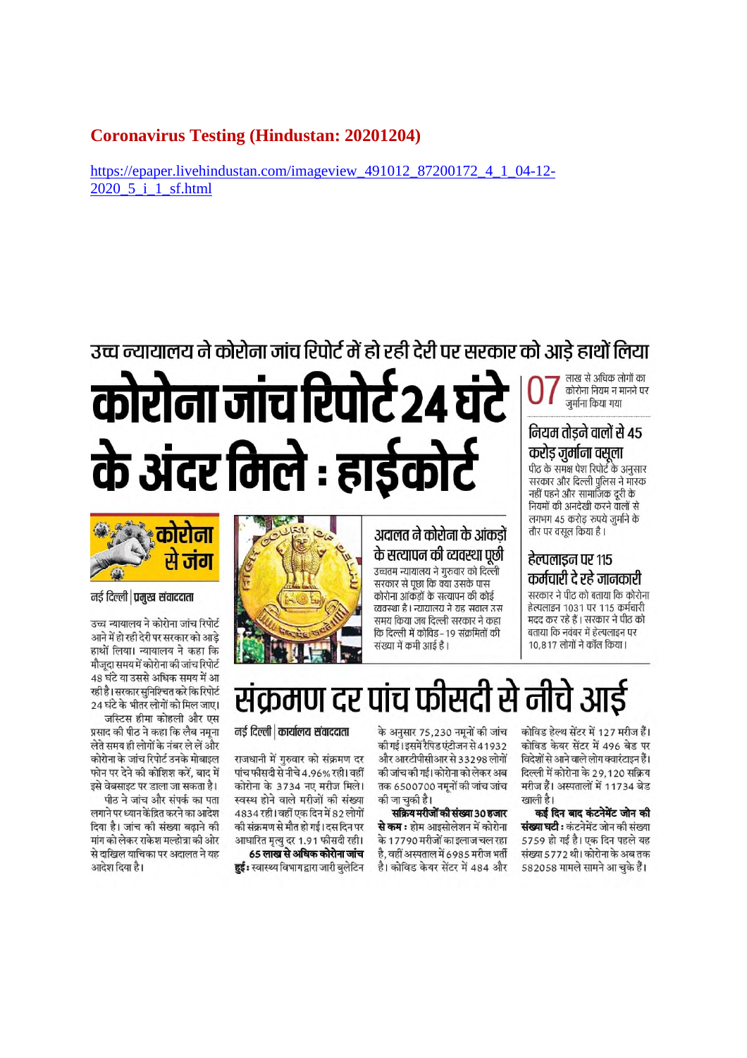## Coronavirus Testing (Hindustan: 20201204)

https://epaper.livehindustan.com/imageview_491012_87200172_4_1_04-12-2020_5_i_1_sf.html

### उच्च न्यायालय ने कोरोना जांच रिपोर्ट में हो रही देरी पर सरकार को आड़े हाथों लिया

# कोरोना जांच रिपोर्ट 24 घंटे के अंदर मिले : हाईकोर्ट

कोरोना से जंग

नई दिल्ली | प्रमुख संवाददाता

उच्च न्यायालय ने कोरोना जांच रिपोर्ट आने में हो रही देरी पर सरकार को आड़े हाथों लिया। न्यायालय ने कहा कि मौजूदा समय में कोरोना की जांच रिपोर्ट 48 घंटे या उससे अधिक समय में आ रही है। सरकार सुनिश्चित करे कि रिपोर्ट 24 घंटे के भीतर लोगों को मिल जाए।

जस्टिस हीमा कोहली और एस प्रसाद की पीठ ने कहा कि लैब नमूना लेते समय ही लोगों के नंबर ले लें और कोरोना के जांच रिपोर्ट उनके मोबाइल फोन पर देने की कोशिश करें, बाद में इसे वेबसाइट पर डाला जा सकता है।

पीठ ने जांच और संपर्क का पता लगाने पर ध्यान केंद्रित करने का आदेश दिया है। जांच की संख्या बढ़ाने की मांग को लेकर राकेश मल्होत्रा की ओर से दाखिल याचिका पर अदालत ने यह आदेश दिया है।

### अदालत ने कोरोना के आंकड़ों के सत्यापन की व्यवस्था पूछी

उच्चतम न्यायालय ने गुरुवार को दिल्ली सरकार से पूछा कि क्या उसके पास कोरोना आंकड़ों के सत्यापन की कोई व्यवस्था है। न्यायालय ने यह सवाल उस समय किया जब दिल्ली सरकार ने कहा कि दिल्ली में कोविड-19 संक्रमितों की संख्या में कमी आई है।

**07** लाख से अधिक लोगों का कोरोना नियम न मानने पर जुर्माना किया गया

### नियम तोड़ने वालों से 45 करोड़ जुर्माना वसूला

पीठ के समक्ष पेश रिपोर्ट के अनुसार सरकार और दिल्ली पुलिस ने मास्क नहीं पहने और सामाजिक दूरी के नियमों की अनदेखी करने वालों से लगभग 45 करोड़ रुपये जुर्माने के तौर पर वसूल किया है।

### हेल्पलाइन पर 115 कर्मचारी दे रहे जानकारी

सरकार ने पीठ को बताया कि कोरोना हेल्पलाइन 1031 पर 115 कर्मचारी मदद कर रहे हैं। सरकार ने पीठ को बताया कि नवंबर में हेल्पलाइन पर 10,817 लोगों ने कॉल किया।

# संक्रमण दर पांच फीसदी से नीचे आई

नई दिल्ली | कार्यालय संवाददाता

राजधानी में गुरुवार को संक्रमण दर पांच फीसदी से नीचे 4.96% रही। वहीं कोरोना के 3734 नए मरीज मिले। स्वस्थ होने वाले मरीजों की संख्या 4834 रही। वहीं एक दिन में 82 लोगों की संक्रमण से मौत हो गई। दस दिन पर आधारित मृत्यु दर 1.91 फीसदी रही।

**65 लाख से अधिक कोरोना जांच हुई :** स्वास्थ्य विभाग द्वारा जारी बुलेटिन के अनुसार 75,230 नमूनों की जांच की गई। इसमें रैपिड एंटीजन से 41932 और आरटीपीसीआर से 33298 लोगों की जांच की गई। कोरोना को लेकर अब तक 6500700 नमूनों की जांच जांच की जा चुकी है।

**सक्रिय मरीजों की संख्या 30 हजार से कम :** होम आइसोलेशन में कोरोना के 17790 मरीजों का इलाज चल रहा है, वहीं अस्पताल में 6985 मरीज भर्ती है। कोविड केयर सेंटर में 484 और कोविड हेल्थ सेंटर में 127 मरीज हैं। कोविड केयर सेंटर में 496 बेड पर विदेशों से आने वाले लोग क्वारंटाइन हैं। दिल्ली में कोरोना के 29,120 सक्रिय मरीज हैं। अस्पतालों में 11734 बेड खाली है।

**कई दिन बाद कंटेनमेंट जोन की संख्या घटी :** कंटेनमेंट जोन की संख्या 5759 हो गई है। एक दिन पहले यह संख्या 5772 थी। कोरोना के अब तक 582058 मामले सामने आ चुके हैं।